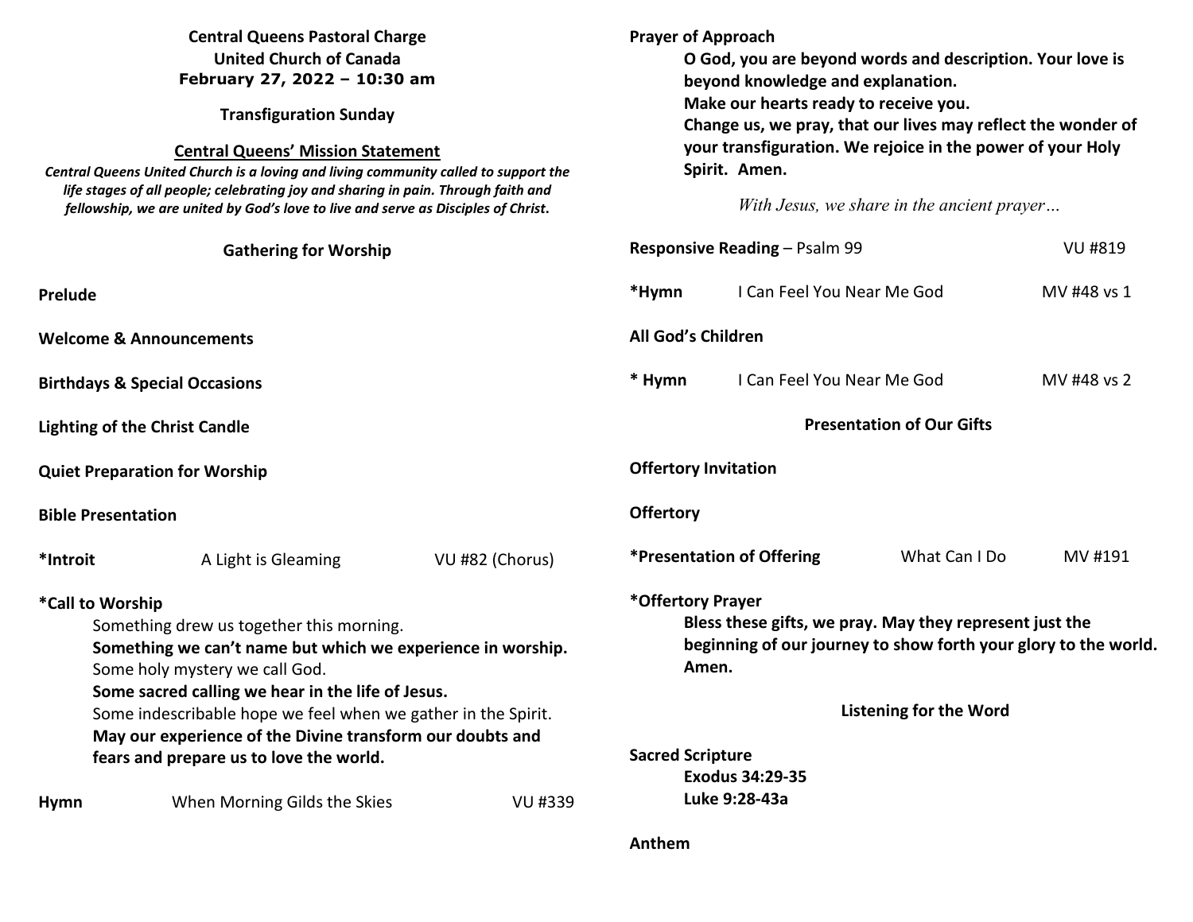**Central Queens Pastoral Charge**
**United Church of Canada**
**February 27, 2022 – 10:30 am**

**Transfiguration Sunday**

**Central Queens' Mission Statement**

***Central Queens United Church is a loving and living community called to support the life stages of all people; celebrating joy and sharing in pain. Through faith and fellowship, we are united by God's love to live and serve as Disciples of Christ.***

## Gathering for Worship

**Prelude**

**Welcome & Announcements**

**Birthdays & Special Occasions**

**Lighting of the Christ Candle**

**Quiet Preparation for Worship**

**Bible Presentation**

**\*Introit** A Light is Gleaming VU #82 (Chorus)

**\*Call to Worship**

Something drew us together this morning.
**Something we can't name but which we experience in worship.**
Some holy mystery we call God.
**Some sacred calling we hear in the life of Jesus.**
Some indescribable hope we feel when we gather in the Spirit.
**May our experience of the Divine transform our doubts and fears and prepare us to love the world.**

**Hymn** When Morning Gilds the Skies VU #339

**Prayer of Approach**

**O God, you are beyond words and description. Your love is beyond knowledge and explanation.**
**Make our hearts ready to receive you.**
**Change us, we pray, that our lives may reflect the wonder of your transfiguration. We rejoice in the power of your Holy Spirit. Amen.**

*With Jesus, we share in the ancient prayer…*

**Responsive Reading** – Psalm 99 VU #819

**\*Hymn** I Can Feel You Near Me God MV #48 vs 1

**All God's Children**

**\* Hymn** I Can Feel You Near Me God MV #48 vs 2

## Presentation of Our Gifts

**Offertory Invitation**

**Offertory**

**\*Presentation of Offering** What Can I Do MV #191

**\*Offertory Prayer**

**Bless these gifts, we pray. May they represent just the beginning of our journey to show forth your glory to the world. Amen.**

## Listening for the Word

**Sacred Scripture**

**Exodus 34:29-35**
**Luke 9:28-43a**

**Anthem**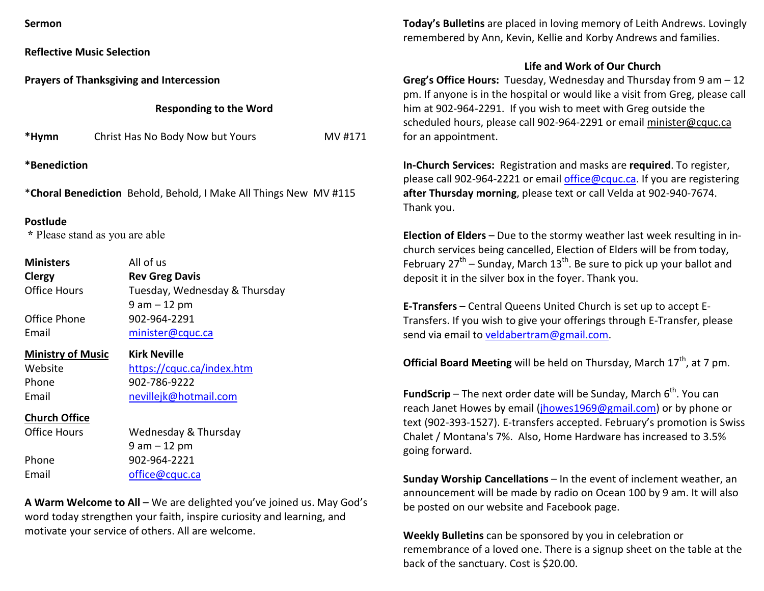**Sermon**

**Reflective Music Selection**

**Prayers of Thanksgiving and Intercession**

**Responding to the Word**

**\*Hymn** Christ Has No Body Now but Yours MV #171

**\*Benediction**

\***Choral Benediction** Behold, Behold, I Make All Things New MV #115

**Postlude**

\* Please stand as you are able

| | |
|---|---|
| **Ministers** | All of us |
| **Clergy** | **Rev Greg Davis** |
| Office Hours | Tuesday, Wednesday & Thursday 9 am – 12 pm |
| Office Phone | 902-964-2291 |
| Email | minister@cquc.ca |
| **Ministry of Music** | **Kirk Neville** |
| Website | https://cquc.ca/index.htm |
| Phone | 902-786-9222 |
| Email | nevillejk@hotmail.com |
| **Church Office** | |
| Office Hours | Wednesday & Thursday 9 am – 12 pm |
| Phone | 902-964-2221 |
| Email | office@cquc.ca |

**A Warm Welcome to All** – We are delighted you've joined us. May God's word today strengthen your faith, inspire curiosity and learning, and motivate your service of others. All are welcome.

**Today's Bulletins** are placed in loving memory of Leith Andrews. Lovingly remembered by Ann, Kevin, Kellie and Korby Andrews and families.

**Life and Work of Our Church**

**Greg's Office Hours:** Tuesday, Wednesday and Thursday from 9 am – 12 pm. If anyone is in the hospital or would like a visit from Greg, please call him at 902-964-2291. If you wish to meet with Greg outside the scheduled hours, please call 902-964-2291 or email minister@cquc.ca for an appointment.

**In-Church Services:** Registration and masks are **required**. To register, please call 902-964-2221 or email office@cquc.ca. If you are registering **after Thursday morning**, please text or call Velda at 902-940-7674. Thank you.

**Election of Elders** – Due to the stormy weather last week resulting in in-church services being cancelled, Election of Elders will be from today, February 27th – Sunday, March 13th. Be sure to pick up your ballot and deposit it in the silver box in the foyer. Thank you.

**E-Transfers** – Central Queens United Church is set up to accept E-Transfers. If you wish to give your offerings through E-Transfer, please send via email to veldabertram@gmail.com.

**Official Board Meeting** will be held on Thursday, March 17th, at 7 pm.

**FundScrip** – The next order date will be Sunday, March 6th. You can reach Janet Howes by email (jhowes1969@gmail.com) or by phone or text (902-393-1527). E-transfers accepted. February's promotion is Swiss Chalet / Montana's 7%. Also, Home Hardware has increased to 3.5% going forward.

**Sunday Worship Cancellations** – In the event of inclement weather, an announcement will be made by radio on Ocean 100 by 9 am. It will also be posted on our website and Facebook page.

**Weekly Bulletins** can be sponsored by you in celebration or remembrance of a loved one. There is a signup sheet on the table at the back of the sanctuary. Cost is $20.00.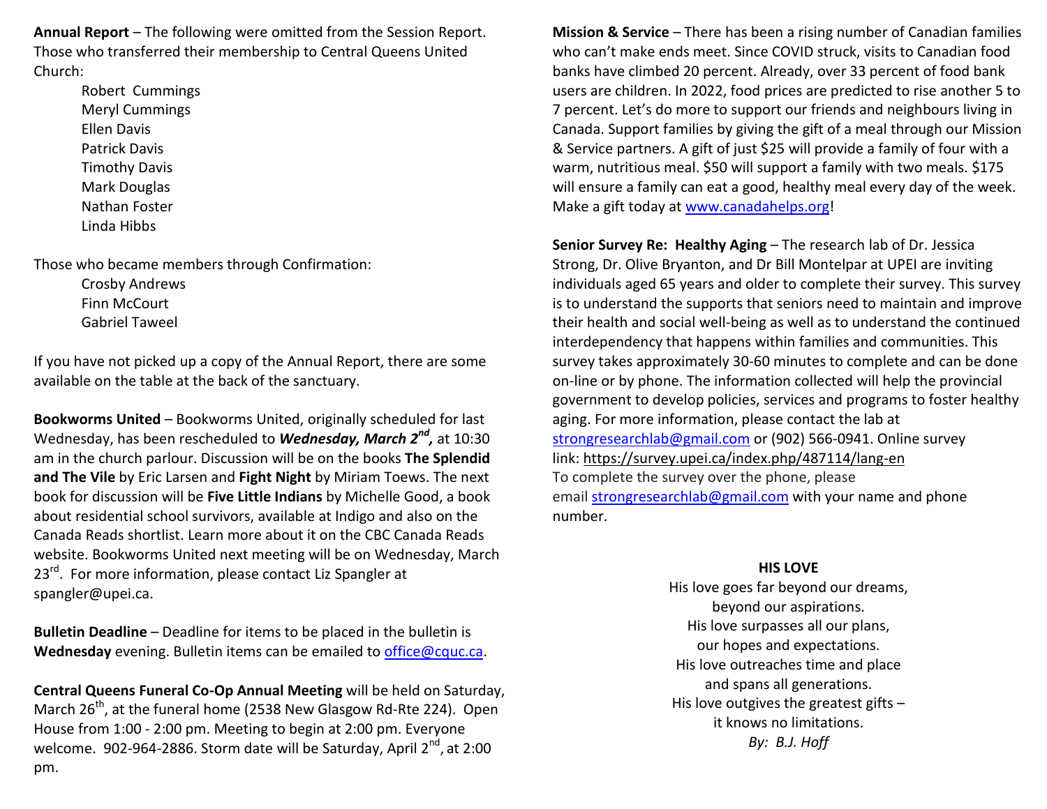**Annual Report** – The following were omitted from the Session Report. Those who transferred their membership to Central Queens United Church:

Robert Cummings
Meryl Cummings
Ellen Davis
Patrick Davis
Timothy Davis
Mark Douglas
Nathan Foster
Linda Hibbs

Those who became members through Confirmation:

Crosby Andrews
Finn McCourt
Gabriel Taweel

If you have not picked up a copy of the Annual Report, there are some available on the table at the back of the sanctuary.

**Bookworms United** – Bookworms United, originally scheduled for last Wednesday, has been rescheduled to ***Wednesday, March 2nd,*** at 10:30 am in the church parlour. Discussion will be on the books **The Splendid and The Vile** by Eric Larsen and **Fight Night** by Miriam Toews. The next book for discussion will be **Five Little Indians** by Michelle Good, a book about residential school survivors, available at Indigo and also on the Canada Reads shortlist. Learn more about it on the CBC Canada Reads website. Bookworms United next meeting will be on Wednesday, March 23rd. For more information, please contact Liz Spangler at spangler@upei.ca.

**Bulletin Deadline** – Deadline for items to be placed in the bulletin is **Wednesday** evening. Bulletin items can be emailed to office@cquc.ca.

**Central Queens Funeral Co-Op Annual Meeting** will be held on Saturday, March 26th, at the funeral home (2538 New Glasgow Rd-Rte 224). Open House from 1:00 - 2:00 pm. Meeting to begin at 2:00 pm. Everyone welcome. 902-964-2886. Storm date will be Saturday, April 2nd, at 2:00 pm.

**Mission & Service** – There has been a rising number of Canadian families who can't make ends meet. Since COVID struck, visits to Canadian food banks have climbed 20 percent. Already, over 33 percent of food bank users are children. In 2022, food prices are predicted to rise another 5 to 7 percent. Let's do more to support our friends and neighbours living in Canada. Support families by giving the gift of a meal through our Mission & Service partners. A gift of just $25 will provide a family of four with a warm, nutritious meal. $50 will support a family with two meals. $175 will ensure a family can eat a good, healthy meal every day of the week. Make a gift today at www.canadahelps.org!

**Senior Survey Re: Healthy Aging** – The research lab of Dr. Jessica Strong, Dr. Olive Bryanton, and Dr Bill Montelpar at UPEI are inviting individuals aged 65 years and older to complete their survey. This survey is to understand the supports that seniors need to maintain and improve their health and social well-being as well as to understand the continued interdependency that happens within families and communities. This survey takes approximately 30-60 minutes to complete and can be done on-line or by phone. The information collected will help the provincial government to develop policies, services and programs to foster healthy aging. For more information, please contact the lab at strongresearchlab@gmail.com or (902) 566-0941. Online survey link: https://survey.upei.ca/index.php/487114/lang-en
To complete the survey over the phone, please email strongresearchlab@gmail.com with your name and phone number.

**HIS LOVE**

His love goes far beyond our dreams,
beyond our aspirations.
His love surpasses all our plans,
our hopes and expectations.
His love outreaches time and place
and spans all generations.
His love outgives the greatest gifts –
it knows no limitations.
*By: B.J. Hoff*